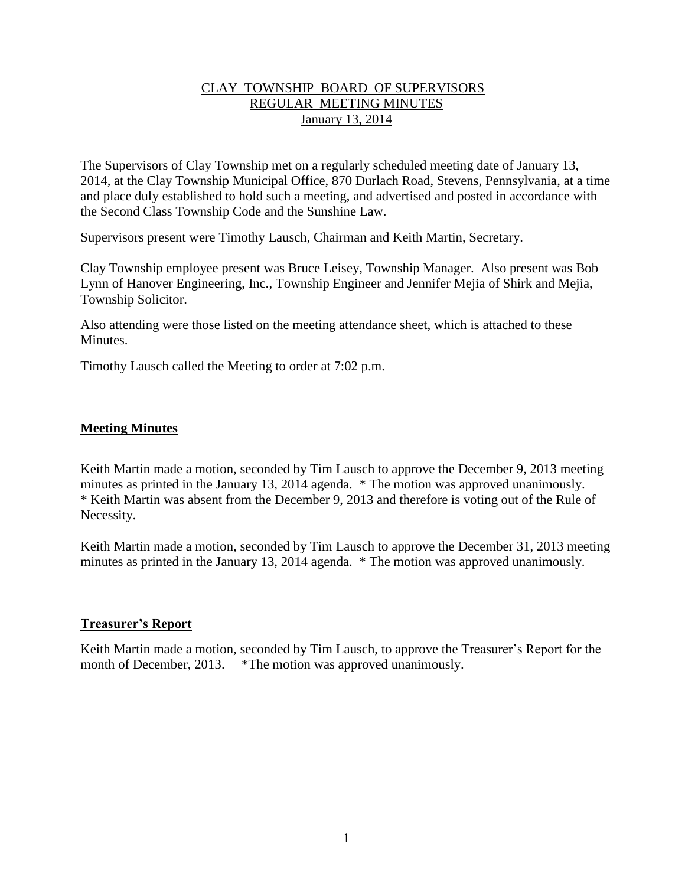# CLAY TOWNSHIP BOARD OF SUPERVISORS
## REGULAR MEETING MINUTES
### January 13, 2014

The Supervisors of Clay Township met on a regularly scheduled meeting date of January 13, 2014, at the Clay Township Municipal Office, 870 Durlach Road, Stevens, Pennsylvania, at a time and place duly established to hold such a meeting, and advertised and posted in accordance with the Second Class Township Code and the Sunshine Law.

Supervisors present were Timothy Lausch, Chairman and Keith Martin, Secretary.

Clay Township employee present was Bruce Leisey, Township Manager. Also present was Bob Lynn of Hanover Engineering, Inc., Township Engineer and Jennifer Mejia of Shirk and Mejia, Township Solicitor.

Also attending were those listed on the meeting attendance sheet, which is attached to these Minutes.

Timothy Lausch called the Meeting to order at 7:02 p.m.

## Meeting Minutes

Keith Martin made a motion, seconded by Tim Lausch to approve the December 9, 2013 meeting minutes as printed in the January 13, 2014 agenda. * The motion was approved unanimously.
* Keith Martin was absent from the December 9, 2013 and therefore is voting out of the Rule of Necessity.

Keith Martin made a motion, seconded by Tim Lausch to approve the December 31, 2013 meeting minutes as printed in the January 13, 2014 agenda. * The motion was approved unanimously.

## Treasurer's Report

Keith Martin made a motion, seconded by Tim Lausch, to approve the Treasurer's Report for the month of December, 2013. *The motion was approved unanimously.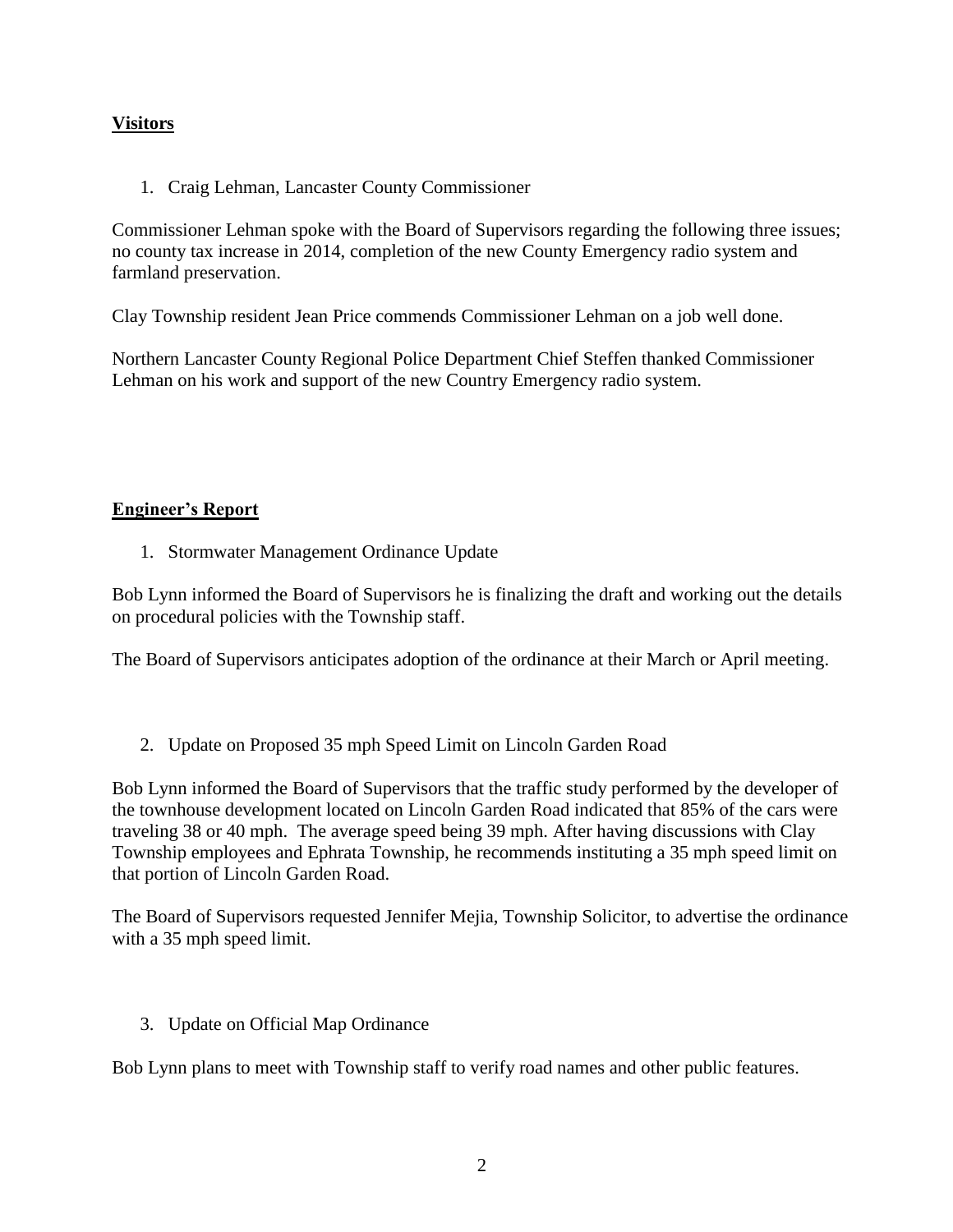**Visitors**

1. Craig Lehman, Lancaster County Commissioner

Commissioner Lehman spoke with the Board of Supervisors regarding the following three issues; no county tax increase in 2014, completion of the new County Emergency radio system and farmland preservation.

Clay Township resident Jean Price commends Commissioner Lehman on a job well done.

Northern Lancaster County Regional Police Department Chief Steffen thanked Commissioner Lehman on his work and support of the new Country Emergency radio system.

**Engineer's Report**

1. Stormwater Management Ordinance Update

Bob Lynn informed the Board of Supervisors he is finalizing the draft and working out the details on procedural policies with the Township staff.

The Board of Supervisors anticipates adoption of the ordinance at their March or April meeting.

2. Update on Proposed 35 mph Speed Limit on Lincoln Garden Road

Bob Lynn informed the Board of Supervisors that the traffic study performed by the developer of the townhouse development located on Lincoln Garden Road indicated that 85% of the cars were traveling 38 or 40 mph. The average speed being 39 mph. After having discussions with Clay Township employees and Ephrata Township, he recommends instituting a 35 mph speed limit on that portion of Lincoln Garden Road.

The Board of Supervisors requested Jennifer Mejia, Township Solicitor, to advertise the ordinance with a 35 mph speed limit.

3. Update on Official Map Ordinance

Bob Lynn plans to meet with Township staff to verify road names and other public features.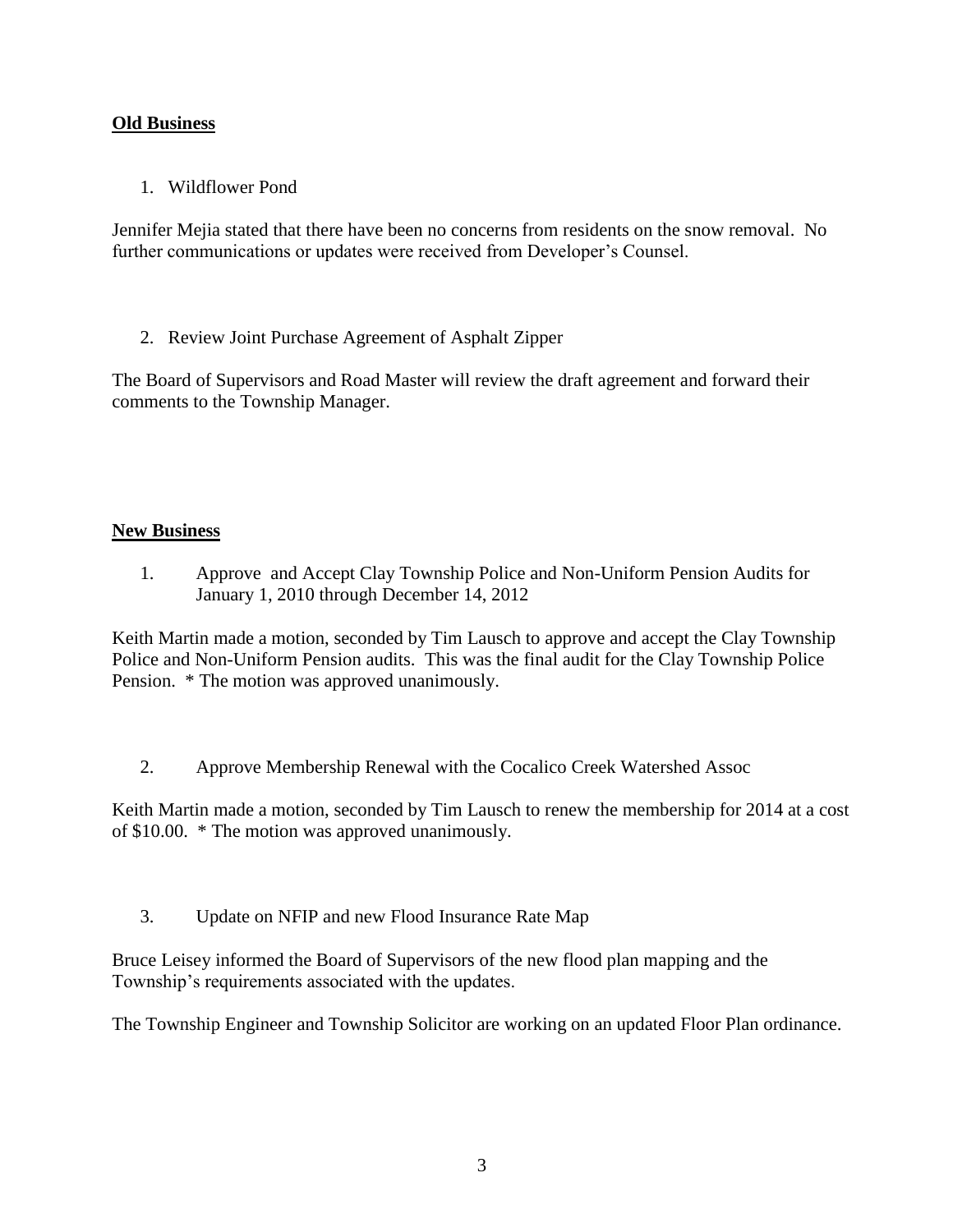**Old Business**

1. Wildflower Pond

Jennifer Mejia stated that there have been no concerns from residents on the snow removal. No further communications or updates were received from Developer's Counsel.

2. Review Joint Purchase Agreement of Asphalt Zipper

The Board of Supervisors and Road Master will review the draft agreement and forward their comments to the Township Manager.

**New Business**

1. Approve and Accept Clay Township Police and Non-Uniform Pension Audits for January 1, 2010 through December 14, 2012

Keith Martin made a motion, seconded by Tim Lausch to approve and accept the Clay Township Police and Non-Uniform Pension audits. This was the final audit for the Clay Township Police Pension. * The motion was approved unanimously.

2. Approve Membership Renewal with the Cocalico Creek Watershed Assoc

Keith Martin made a motion, seconded by Tim Lausch to renew the membership for 2014 at a cost of $10.00. * The motion was approved unanimously.

3. Update on NFIP and new Flood Insurance Rate Map

Bruce Leisey informed the Board of Supervisors of the new flood plan mapping and the Township's requirements associated with the updates.

The Township Engineer and Township Solicitor are working on an updated Floor Plan ordinance.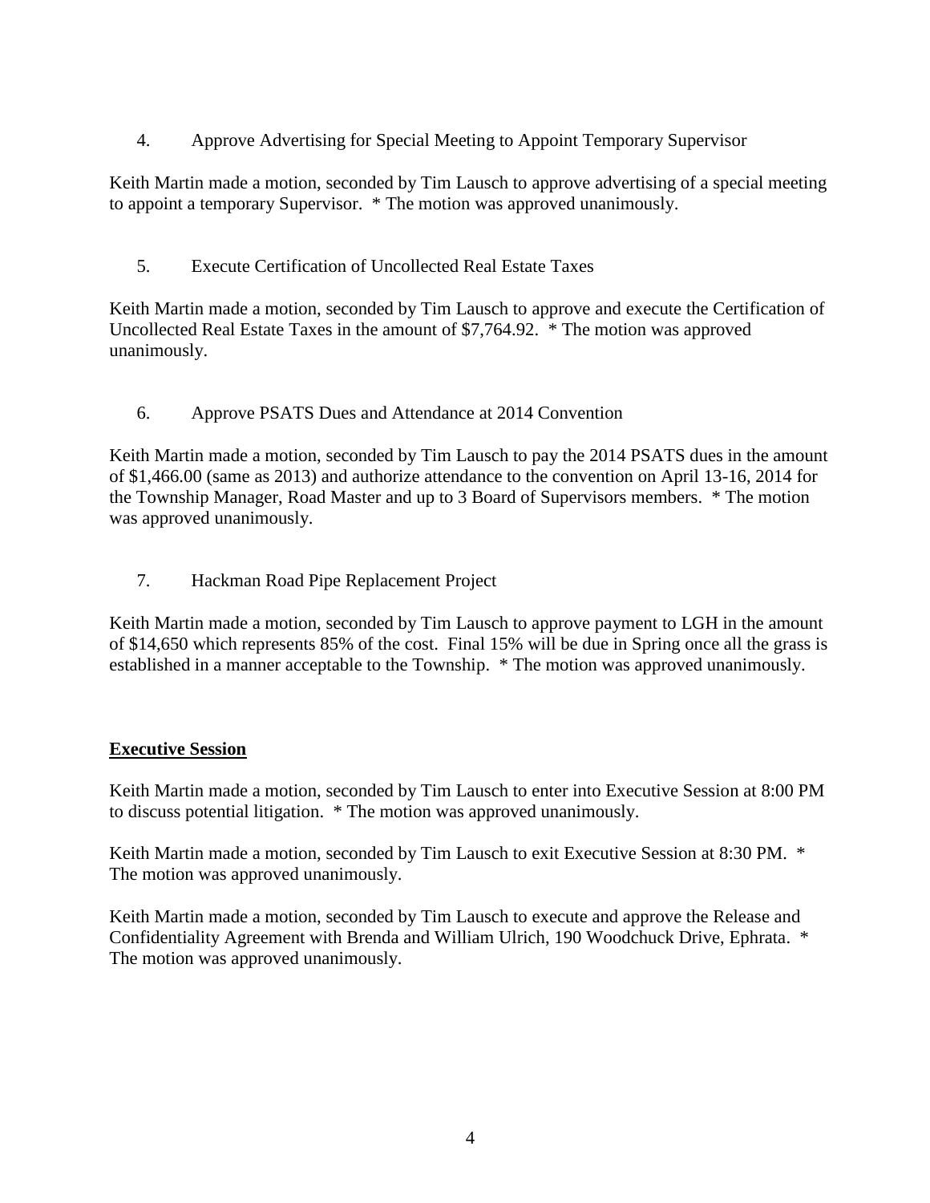4. Approve Advertising for Special Meeting to Appoint Temporary Supervisor

Keith Martin made a motion, seconded by Tim Lausch to approve advertising of a special meeting to appoint a temporary Supervisor. * The motion was approved unanimously.

5. Execute Certification of Uncollected Real Estate Taxes

Keith Martin made a motion, seconded by Tim Lausch to approve and execute the Certification of Uncollected Real Estate Taxes in the amount of $7,764.92. * The motion was approved unanimously.

6. Approve PSATS Dues and Attendance at 2014 Convention

Keith Martin made a motion, seconded by Tim Lausch to pay the 2014 PSATS dues in the amount of $1,466.00 (same as 2013) and authorize attendance to the convention on April 13-16, 2014 for the Township Manager, Road Master and up to 3 Board of Supervisors members. * The motion was approved unanimously.

7. Hackman Road Pipe Replacement Project

Keith Martin made a motion, seconded by Tim Lausch to approve payment to LGH in the amount of $14,650 which represents 85% of the cost. Final 15% will be due in Spring once all the grass is established in a manner acceptable to the Township. * The motion was approved unanimously.

**Executive Session**

Keith Martin made a motion, seconded by Tim Lausch to enter into Executive Session at 8:00 PM to discuss potential litigation. * The motion was approved unanimously.

Keith Martin made a motion, seconded by Tim Lausch to exit Executive Session at 8:30 PM. * The motion was approved unanimously.

Keith Martin made a motion, seconded by Tim Lausch to execute and approve the Release and Confidentiality Agreement with Brenda and William Ulrich, 190 Woodchuck Drive, Ephrata. * The motion was approved unanimously.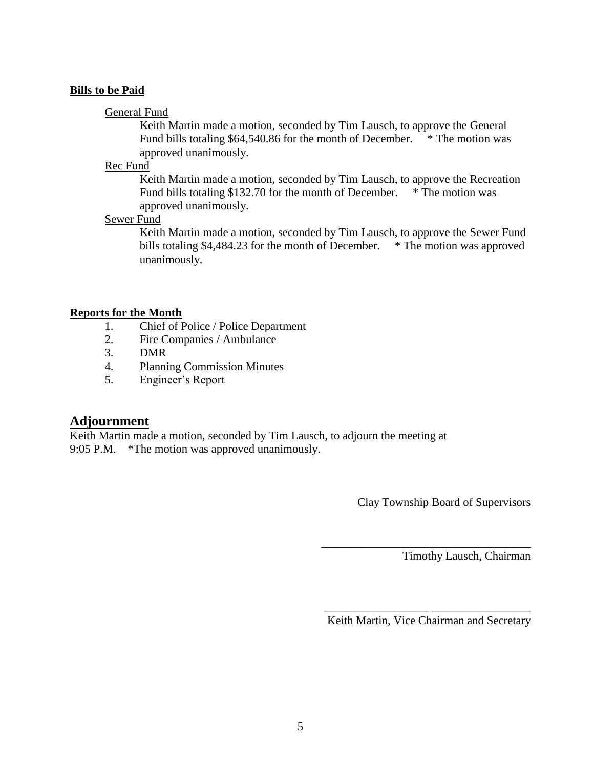**Bills to be Paid**

General Fund

Keith Martin made a motion, seconded by Tim Lausch, to approve the General Fund bills totaling $64,540.86 for the month of December. * The motion was approved unanimously.

Rec Fund

Keith Martin made a motion, seconded by Tim Lausch, to approve the Recreation Fund bills totaling $132.70 for the month of December. * The motion was approved unanimously.

Sewer Fund

Keith Martin made a motion, seconded by Tim Lausch, to approve the Sewer Fund bills totaling $4,484.23 for the month of December. * The motion was approved unanimously.

**Reports for the Month**

1. Chief of Police / Police Department
2. Fire Companies / Ambulance
3. DMR
4. Planning Commission Minutes
5. Engineer's Report

## Adjournment

Keith Martin made a motion, seconded by Tim Lausch, to adjourn the meeting at 9:05 P.M. *The motion was approved unanimously.

Clay Township Board of Supervisors

_____________________________________

Timothy Lausch, Chairman

_____________________________________

Keith Martin, Vice Chairman and Secretary